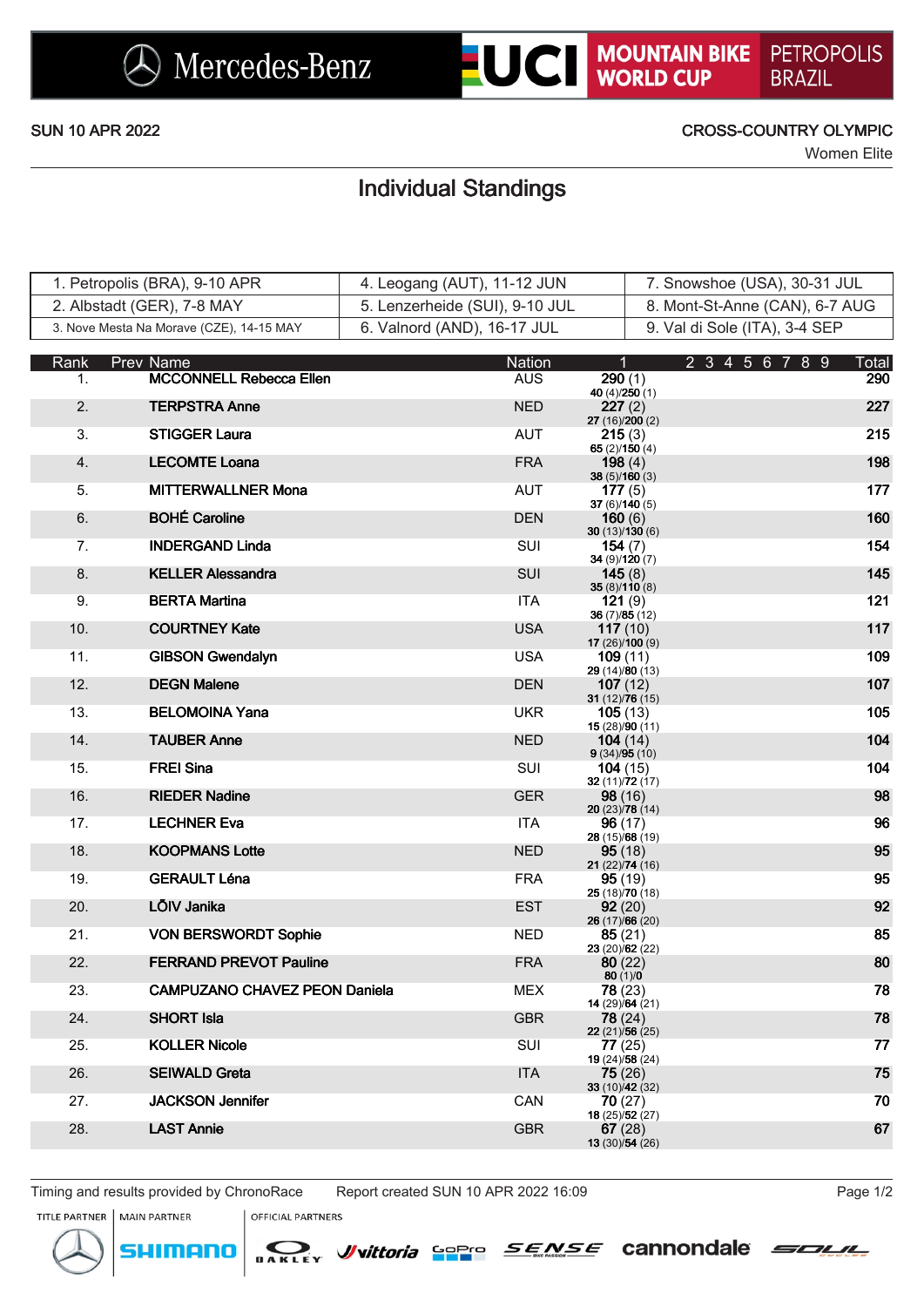Mercedes-Benz UCI MOUNTAIN BIKE WORLD CUP PETROPOLIS BRAZIL

SUN 10 APR 2022

CROSS-COUNTRY OLYMPIC
Women Elite

# Individual Standings

| | | |
|---|---|---|
| 1. Petropolis (BRA), 9-10 APR | 4. Leogang (AUT), 11-12 JUN | 7. Snowshoe (USA), 30-31 JUL |
| 2. Albstadt (GER), 7-8 MAY | 5. Lenzerheide (SUI), 9-10 JUL | 8. Mont-St-Anne (CAN), 6-7 AUG |
| 3. Nove Mesta Na Morave (CZE), 14-15 MAY | 6. Valnord (AND), 16-17 JUL | 9. Val di Sole (ITA), 3-4 SEP |

| Rank | Prev | Name | Nation | 1 | 2 | 3 | 4 | 5 | 6 | 7 | 8 | 9 | Total |
|---|---|---|---|---|---|---|---|---|---|---|---|---|---|
| 1. | | MCCONNELL Rebecca Ellen | AUS | 290 (1) 40 (4)/250 (1) | | | | | | | | | 290 |
| 2. | | TERPSTRA Anne | NED | 227 (2) 27 (16)/200 (2) | | | | | | | | | 227 |
| 3. | | STIGGER Laura | AUT | 215 (3) 65 (2)/150 (4) | | | | | | | | | 215 |
| 4. | | LECOMTE Loana | FRA | 198 (4) 38 (5)/160 (3) | | | | | | | | | 198 |
| 5. | | MITTERWALLNER Mona | AUT | 177 (5) 37 (6)/140 (5) | | | | | | | | | 177 |
| 6. | | BOHÉ Caroline | DEN | 160 (6) 30 (13)/130 (6) | | | | | | | | | 160 |
| 7. | | INDERGAND Linda | SUI | 154 (7) 34 (9)/120 (7) | | | | | | | | | 154 |
| 8. | | KELLER Alessandra | SUI | 145 (8) 35 (8)/110 (8) | | | | | | | | | 145 |
| 9. | | BERTA Martina | ITA | 121 (9) 36 (7)/85 (12) | | | | | | | | | 121 |
| 10. | | COURTNEY Kate | USA | 117 (10) 17 (26)/100 (9) | | | | | | | | | 117 |
| 11. | | GIBSON Gwendalyn | USA | 109 (11) 29 (14)/80 (13) | | | | | | | | | 109 |
| 12. | | DEGN Malene | DEN | 107 (12) 31 (12)/76 (15) | | | | | | | | | 107 |
| 13. | | BELOMOINA Yana | UKR | 105 (13) 15 (28)/90 (11) | | | | | | | | | 105 |
| 14. | | TAUBER Anne | NED | 104 (14) 9 (34)/95 (10) | | | | | | | | | 104 |
| 15. | | FREI Sina | SUI | 104 (15) 32 (11)/72 (17) | | | | | | | | | 104 |
| 16. | | RIEDER Nadine | GER | 98 (16) 20 (23)/78 (14) | | | | | | | | | 98 |
| 17. | | LECHNER Eva | ITA | 96 (17) 28 (15)/68 (19) | | | | | | | | | 96 |
| 18. | | KOOPMANS Lotte | NED | 95 (18) 21 (22)/74 (16) | | | | | | | | | 95 |
| 19. | | GERAULT Léna | FRA | 95 (19) 25 (18)/70 (18) | | | | | | | | | 95 |
| 20. | | LÕIV Janika | EST | 92 (20) 26 (17)/66 (20) | | | | | | | | | 92 |
| 21. | | VON BERSWORDT Sophie | NED | 85 (21) 23 (20)/62 (22) | | | | | | | | | 85 |
| 22. | | FERRAND PREVOT Pauline | FRA | 80 (22) 80 (1)/0 | | | | | | | | | 80 |
| 23. | | CAMPUZANO CHAVEZ PEON Daniela | MEX | 78 (23) 14 (29)/64 (21) | | | | | | | | | 78 |
| 24. | | SHORT Isla | GBR | 78 (24) 22 (21)/56 (25) | | | | | | | | | 78 |
| 25. | | KOLLER Nicole | SUI | 77 (25) 19 (24)/58 (24) | | | | | | | | | 77 |
| 26. | | SEIWALD Greta | ITA | 75 (26) 33 (10)/42 (32) | | | | | | | | | 75 |
| 27. | | JACKSON Jennifer | CAN | 70 (27) 18 (25)/52 (27) | | | | | | | | | 70 |
| 28. | | LAST Annie | GBR | 67 (28) 13 (30)/54 (26) | | | | | | | | | 67 |

Timing and results provided by ChronoRace — Report created SUN 10 APR 2022 16:09

TITLE PARTNER — MAIN PARTNER SHIMANO — OFFICIAL PARTNERS OAKLEY, vittoria, GoPro, SENSE, cannondale, SOUL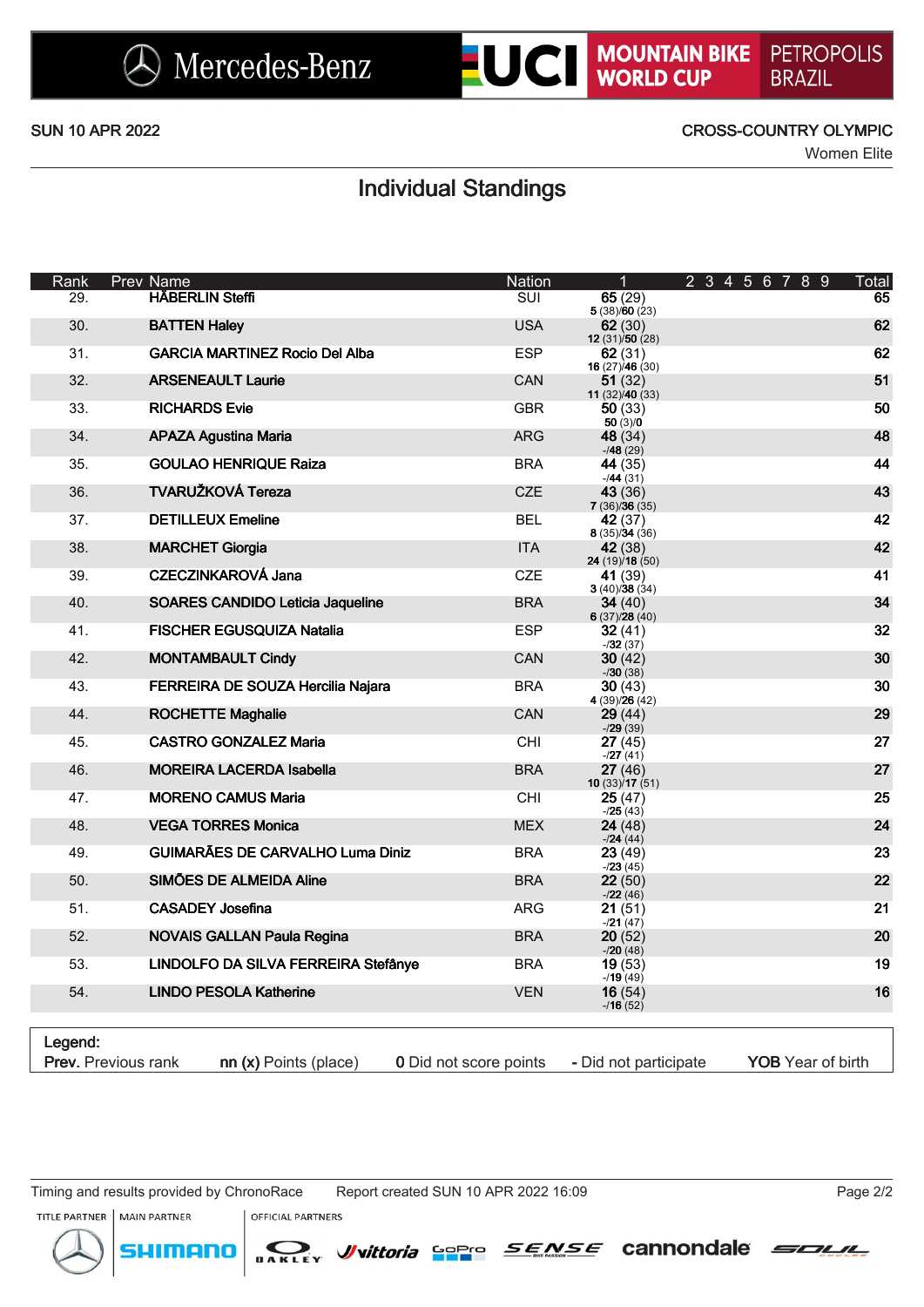Mercedes-Benz | UCI MOUNTAIN BIKE WORLD CUP | PETROPOLIS BRAZIL

SUN 10 APR 2022

CROSS-COUNTRY OLYMPIC

Women Elite

# Individual Standings

| Rank | Prev | Name | Nation | 1 | 2 | 3 | 4 | 5 | 6 | 7 | 8 | 9 | Total |
|---|---|---|---|---|---|---|---|---|---|---|---|---|---|
| 29. | | HÄBERLIN Steffi | SUI | **65** (29) **5** (38)/**60** (23) | | | | | | | | | **65** |
| 30. | | BATTEN Haley | USA | **62** (30) **12** (31)/**50** (28) | | | | | | | | | **62** |
| 31. | | GARCIA MARTINEZ Rocio Del Alba | ESP | **62** (31) **16** (27)/**46** (30) | | | | | | | | | **62** |
| 32. | | ARSENEAULT Laurie | CAN | **51** (32) **11** (32)/**40** (33) | | | | | | | | | **51** |
| 33. | | RICHARDS Evie | GBR | **50** (33) **50** (3)/**0** | | | | | | | | | **50** |
| 34. | | APAZA Agustina Maria | ARG | **48** (34) -/**48** (29) | | | | | | | | | **48** |
| 35. | | GOULAO HENRIQUE Raiza | BRA | **44** (35) -/**44** (31) | | | | | | | | | **44** |
| 36. | | TVARUŽKOVÁ Tereza | CZE | **43** (36) **7** (36)/**36** (35) | | | | | | | | | **43** |
| 37. | | DETILLEUX Emeline | BEL | **42** (37) **8** (35)/**34** (36) | | | | | | | | | **42** |
| 38. | | MARCHET Giorgia | ITA | **42** (38) **24** (19)/**18** (50) | | | | | | | | | **42** |
| 39. | | CZECZINKAROVÁ Jana | CZE | **41** (39) **3** (40)/**38** (34) | | | | | | | | | **41** |
| 40. | | SOARES CANDIDO Leticia Jaqueline | BRA | **34** (40) **6** (37)/**28** (40) | | | | | | | | | **34** |
| 41. | | FISCHER EGUSQUIZA Natalia | ESP | **32** (41) -/**32** (37) | | | | | | | | | **32** |
| 42. | | MONTAMBAULT Cindy | CAN | **30** (42) -/**30** (38) | | | | | | | | | **30** |
| 43. | | FERREIRA DE SOUZA Hercilia Najara | BRA | **30** (43) **4** (39)/**26** (42) | | | | | | | | | **30** |
| 44. | | ROCHETTE Maghalie | CAN | **29** (44) -/**29** (39) | | | | | | | | | **29** |
| 45. | | CASTRO GONZALEZ Maria | CHI | **27** (45) -/**27** (41) | | | | | | | | | **27** |
| 46. | | MOREIRA LACERDA Isabella | BRA | **27** (46) **10** (33)/**17** (51) | | | | | | | | | **27** |
| 47. | | MORENO CAMUS Maria | CHI | **25** (47) -/**25** (43) | | | | | | | | | **25** |
| 48. | | VEGA TORRES Monica | MEX | **24** (48) -/**24** (44) | | | | | | | | | **24** |
| 49. | | GUIMARÃES DE CARVALHO Luma Diniz | BRA | **23** (49) -/**23** (45) | | | | | | | | | **23** |
| 50. | | SIMÕES DE ALMEIDA Aline | BRA | **22** (50) -/**22** (46) | | | | | | | | | **22** |
| 51. | | CASADEY Josefina | ARG | **21** (51) -/**21** (47) | | | | | | | | | **21** |
| 52. | | NOVAIS GALLAN Paula Regina | BRA | **20** (52) -/**20** (48) | | | | | | | | | **20** |
| 53. | | LINDOLFO DA SILVA FERREIRA Stefânye | BRA | **19** (53) -/**19** (49) | | | | | | | | | **19** |
| 54. | | LINDO PESOLA Katherine | VEN | **16** (54) -/**16** (52) | | | | | | | | | **16** |

**Legend:**
**Prev.** Previous rank   **nn (x)** Points (place)   **0** Did not score points   **-** Did not participate   **YOB** Year of birth

Timing and results provided by ChronoRace   Report created SUN 10 APR 2022 16:09

TITLE PARTNER | MAIN PARTNER | OFFICIAL PARTNERS

Mercedes-Benz | SHIMANO | OAKLEY | vittoria | GoPro | SENSE | cannondale | SOUL